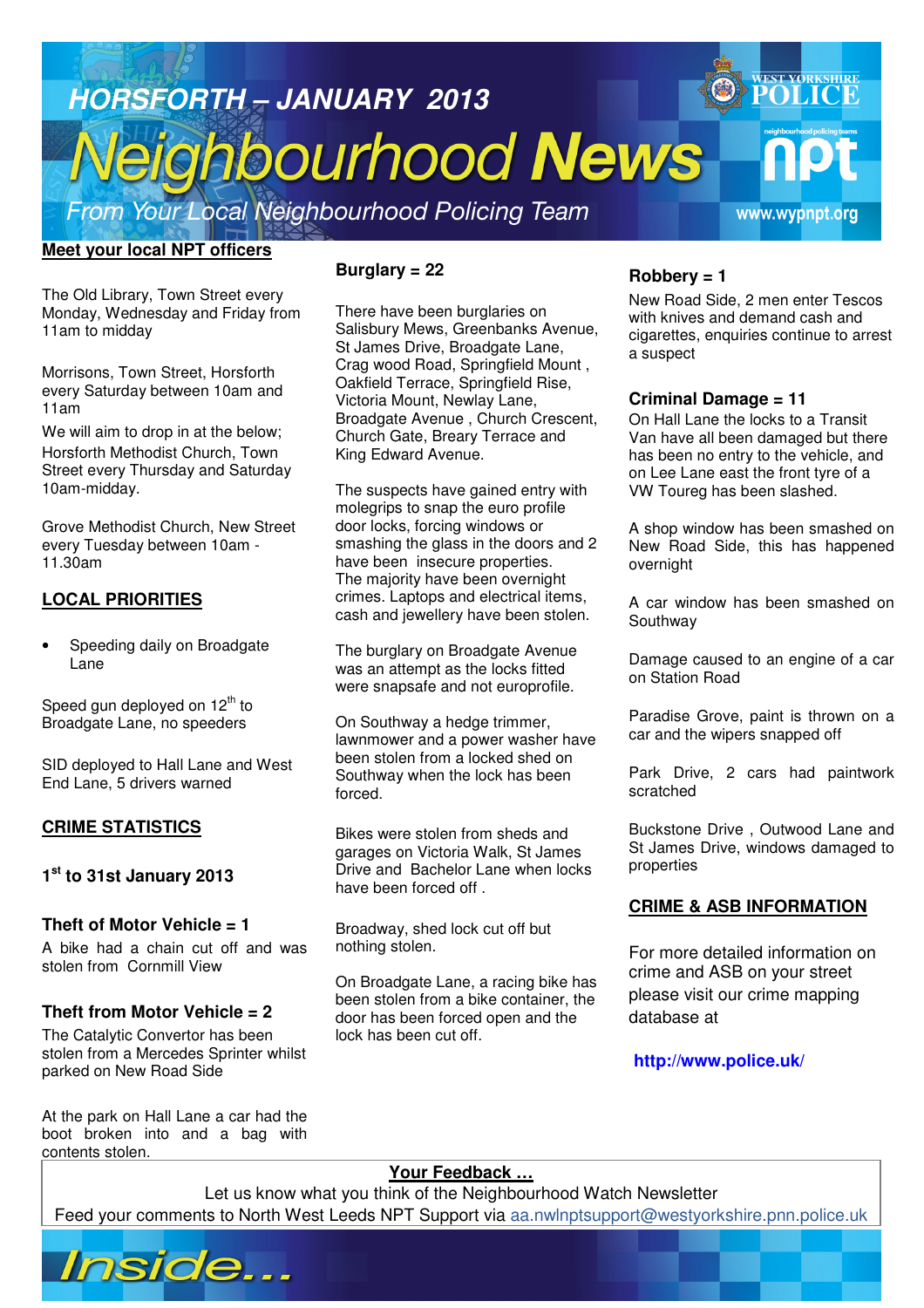# HORSFORTH – JANUARY 2013

# Neighbourhood News

*From Your Local Neighbourhood Policing Team*

WEST YORKSHIRE POLICE

npt

www.wypnpt.org

## Meet your local NPT officers

The Old Library, Town Street every Monday, Wednesday and Friday from 11am to midday

Morrisons, Town Street, Horsforth every Saturday between 10am and 11am

We will aim to drop in at the below;

Horsforth Methodist Church, Town Street every Thursday and Saturday 10am-midday.

Grove Methodist Church, New Street every Tuesday between 10am - 11.30am

## LOCAL PRIORITIES

- Speeding daily on Broadgate Lane

Speed gun deployed on 12th to Broadgate Lane, no speeders

SID deployed to Hall Lane and West End Lane, 5 drivers warned

## CRIME STATISTICS

### 1st to 31st January 2013

### Theft of Motor Vehicle = 1

A bike had a chain cut off and was stolen from Cornmill View

### Theft from Motor Vehicle = 2

The Catalytic Convertor has been stolen from a Mercedes Sprinter whilst parked on New Road Side

At the park on Hall Lane a car had the boot broken into and a bag with contents stolen.

### Burglary = 22

There have been burglaries on Salisbury Mews, Greenbanks Avenue, St James Drive, Broadgate Lane, Crag wood Road, Springfield Mount , Oakfield Terrace, Springfield Rise, Victoria Mount, Newlay Lane, Broadgate Avenue , Church Crescent, Church Gate, Breary Terrace and King Edward Avenue.

The suspects have gained entry with molegrips to snap the euro profile door locks, forcing windows or smashing the glass in the doors and 2 have been insecure properties. The majority have been overnight crimes. Laptops and electrical items, cash and jewellery have been stolen.

The burglary on Broadgate Avenue was an attempt as the locks fitted were snapsafe and not europrofile.

On Southway a hedge trimmer, lawnmower and a power washer have been stolen from a locked shed on Southway when the lock has been forced.

Bikes were stolen from sheds and garages on Victoria Walk, St James Drive and Bachelor Lane when locks have been forced off .

Broadway, shed lock cut off but nothing stolen.

On Broadgate Lane, a racing bike has been stolen from a bike container, the door has been forced open and the lock has been cut off.

### Robbery = 1

New Road Side, 2 men enter Tescos with knives and demand cash and cigarettes, enquiries continue to arrest a suspect

### Criminal Damage = 11

On Hall Lane the locks to a Transit Van have all been damaged but there has been no entry to the vehicle, and on Lee Lane east the front tyre of a VW Toureg has been slashed.

A shop window has been smashed on New Road Side, this has happened overnight

A car window has been smashed on Southway

Damage caused to an engine of a car on Station Road

Paradise Grove, paint is thrown on a car and the wipers snapped off

Park Drive, 2 cars had paintwork scratched

Buckstone Drive , Outwood Lane and St James Drive, windows damaged to properties

## CRIME & ASB INFORMATION

For more detailed information on crime and ASB on your street please visit our crime mapping database at

**http://www.police.uk/**

**Your Feedback …**

Let us know what you think of the Neighbourhood Watch Newsletter

Feed your comments to North West Leeds NPT Support via aa.nwlnptsupport@westyorkshire.pnn.police.uk

*Inside...*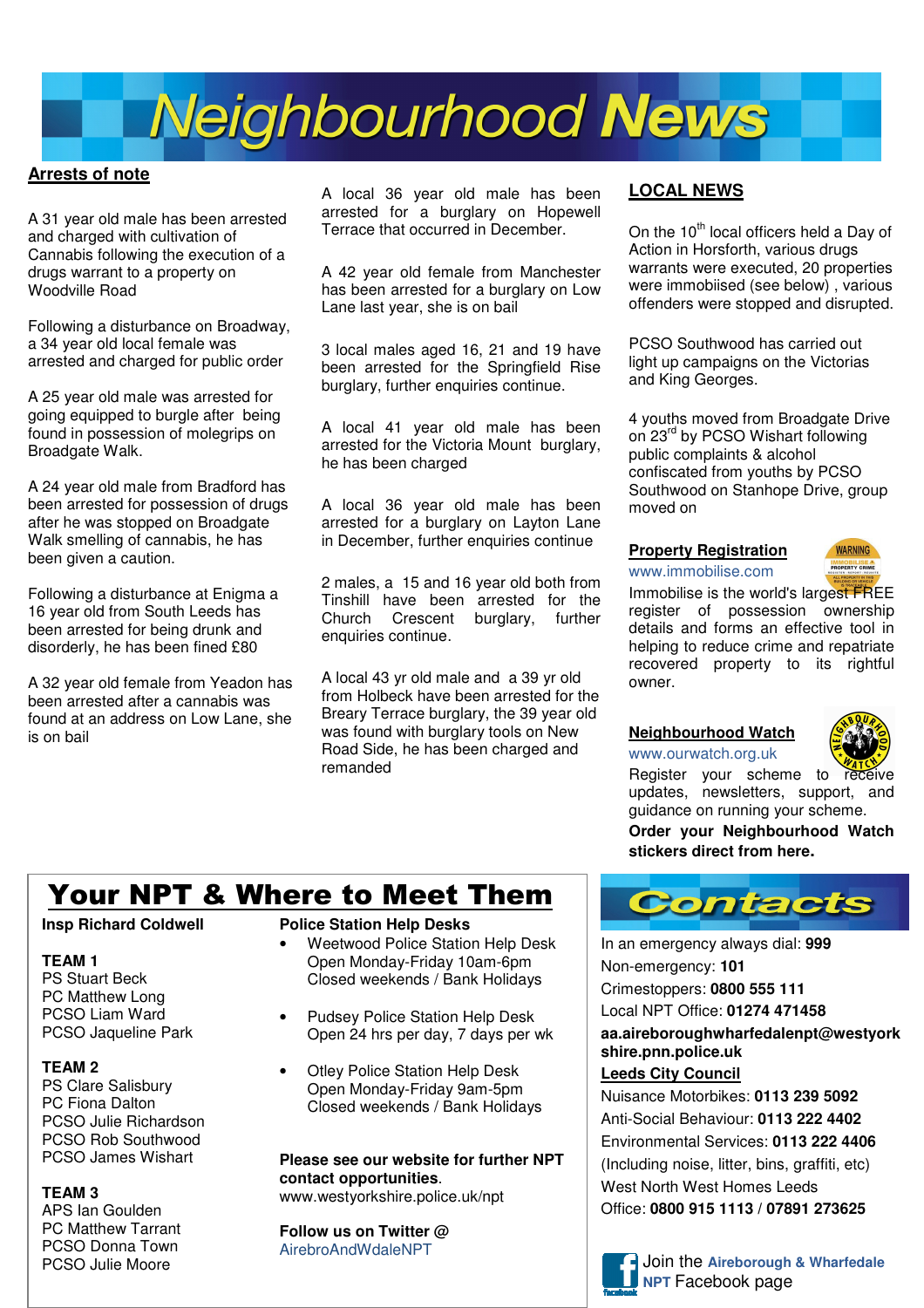# Neighbourhood News

## Arrests of note

A 31 year old male has been arrested and charged with cultivation of Cannabis following the execution of a drugs warrant to a property on Woodville Road

Following a disturbance on Broadway, a 34 year old local female was arrested and charged for public order

A 25 year old male was arrested for going equipped to burgle after being found in possession of molegrips on Broadgate Walk.

A 24 year old male from Bradford has been arrested for possession of drugs after he was stopped on Broadgate Walk smelling of cannabis, he has been given a caution.

Following a disturbance at Enigma a 16 year old from South Leeds has been arrested for being drunk and disorderly, he has been fined £80

A 32 year old female from Yeadon has been arrested after a cannabis was found at an address on Low Lane, she is on bail

A local 36 year old male has been arrested for a burglary on Hopewell Terrace that occurred in December.

A 42 year old female from Manchester has been arrested for a burglary on Low Lane last year, she is on bail

3 local males aged 16, 21 and 19 have been arrested for the Springfield Rise burglary, further enquiries continue.

A local 41 year old male has been arrested for the Victoria Mount burglary, he has been charged

A local 36 year old male has been arrested for a burglary on Layton Lane in December, further enquiries continue

2 males, a 15 and 16 year old both from Tinshill have been arrested for the Church Crescent burglary, further enquiries continue.

A local 43 yr old male and a 39 yr old from Holbeck have been arrested for the Breary Terrace burglary, the 39 year old was found with burglary tools on New Road Side, he has been charged and remanded

## LOCAL NEWS

On the 10th local officers held a Day of Action in Horsforth, various drugs warrants were executed, 20 properties were immobiised (see below) , various offenders were stopped and disrupted.

PCSO Southwood has carried out light up campaigns on the Victorias and King Georges.

4 youths moved from Broadgate Drive on 23rd by PCSO Wishart following public complaints & alcohol confiscated from youths by PCSO Southwood on Stanhope Drive, group moved on

### Property Registration

www.immobilise.com

Immobilise is the world's largest FREE register of possession ownership details and forms an effective tool in helping to reduce crime and repatriate recovered property to its rightful owner.

### Neighbourhood Watch

www.ourwatch.org.uk

Register your scheme to receive updates, newsletters, support, and guidance on running your scheme.

**Order your Neighbourhood Watch stickers direct from here.**

## Your NPT & Where to Meet Them

**Insp Richard Coldwell**

**TEAM 1**
PS Stuart Beck
PC Matthew Long
PCSO Liam Ward
PCSO Jaqueline Park

**TEAM 2**
PS Clare Salisbury
PC Fiona Dalton
PCSO Julie Richardson
PCSO Rob Southwood
PCSO James Wishart

**TEAM 3**
APS Ian Goulden
PC Matthew Tarrant
PCSO Donna Town
PCSO Julie Moore

**Police Station Help Desks**

- Weetwood Police Station Help Desk
  Open Monday-Friday 10am-6pm
  Closed weekends / Bank Holidays
- Pudsey Police Station Help Desk
  Open 24 hrs per day, 7 days per wk
- Otley Police Station Help Desk
  Open Monday-Friday 9am-5pm
  Closed weekends / Bank Holidays

**Please see our website for further NPT contact opportunities**.
www.westyorkshire.police.uk/npt

**Follow us on Twitter @**
AirebroAndWdaleNPT

## Contacts

In an emergency always dial: **999**
Non-emergency: **101**
Crimestoppers: **0800 555 111**
Local NPT Office: **01274 471458**
**aa.aireboroughwharfedalenpt@westyorkshire.pnn.police.uk**

**Leeds City Council**
Nuisance Motorbikes: **0113 239 5092**
Anti-Social Behaviour: **0113 222 4402**
Environmental Services: **0113 222 4406**
(Including noise, litter, bins, graffiti, etc)
West North West Homes Leeds
Office: **0800 915 1113** / **07891 273625**

Join the Aireborough & Wharfedale NPT Facebook page